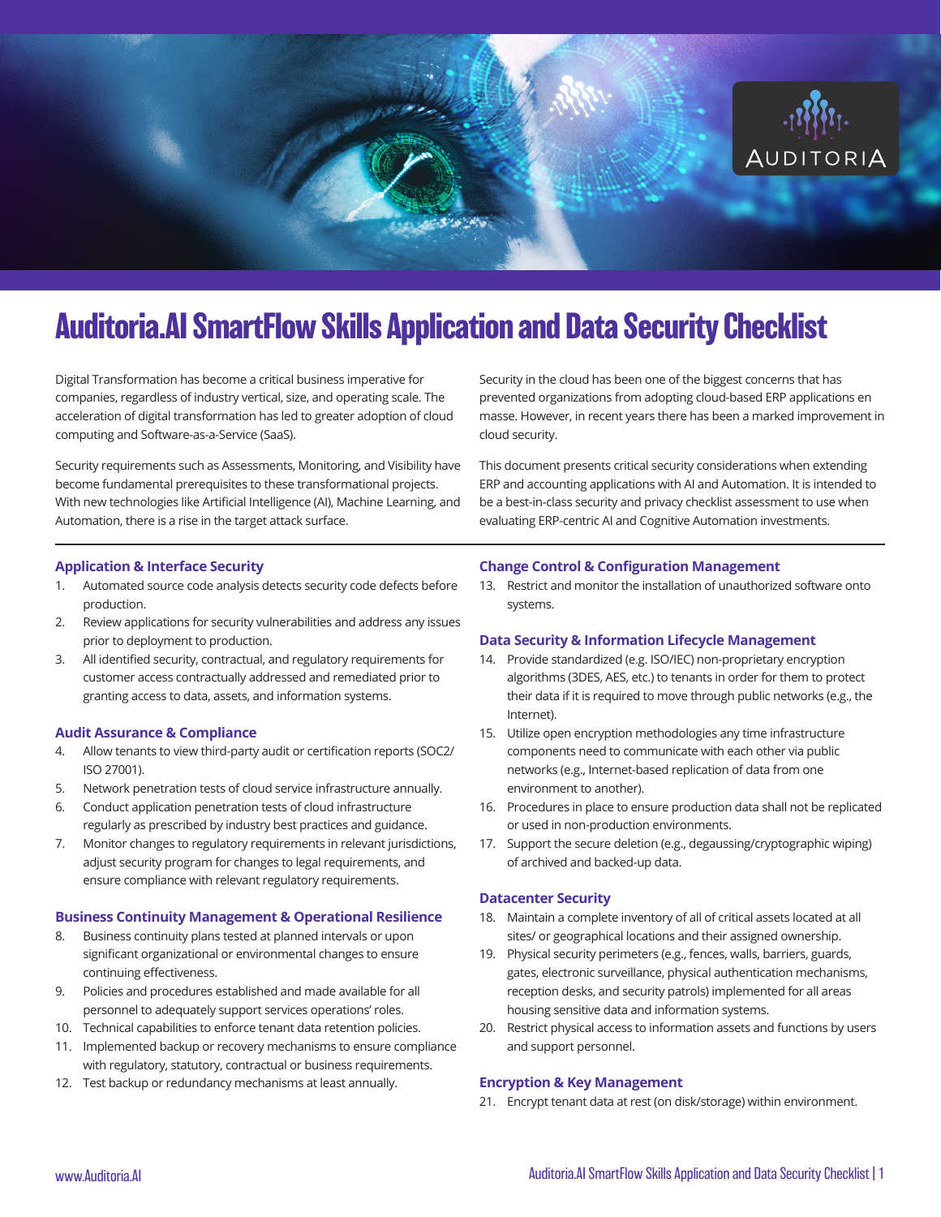# Auditoria.AI SmartFlow Skills Application and Data Security Checklist

Digital Transformation has become a critical business imperative for companies, regardless of industry vertical, size, and operating scale. The acceleration of digital transformation has led to greater adoption of cloud computing and Software-as-a-Service (SaaS).

Security requirements such as Assessments, Monitoring, and Visibility have become fundamental prerequisites to these transformational projects. With new technologies like Artificial Intelligence (AI), Machine Learning, and Automation, there is a rise in the target attack surface.

Security in the cloud has been one of the biggest concerns that has prevented organizations from adopting cloud-based ERP applications en masse. However, in recent years there has been a marked improvement in cloud security.

This document presents critical security considerations when extending ERP and accounting applications with AI and Automation. It is intended to be a best-in-class security and privacy checklist assessment to use when evaluating ERP-centric AI and Cognitive Automation investments.

## Application & Interface Security

1. Automated source code analysis detects security code defects before production.
2. Review applications for security vulnerabilities and address any issues prior to deployment to production.
3. All identified security, contractual, and regulatory requirements for customer access contractually addressed and remediated prior to granting access to data, assets, and information systems.

## Audit Assurance & Compliance

4. Allow tenants to view third-party audit or certification reports (SOC2/ ISO 27001).
5. Network penetration tests of cloud service infrastructure annually.
6. Conduct application penetration tests of cloud infrastructure regularly as prescribed by industry best practices and guidance.
7. Monitor changes to regulatory requirements in relevant jurisdictions, adjust security program for changes to legal requirements, and ensure compliance with relevant regulatory requirements.

## Business Continuity Management & Operational Resilience

8. Business continuity plans tested at planned intervals or upon significant organizational or environmental changes to ensure continuing effectiveness.
9. Policies and procedures established and made available for all personnel to adequately support services operations' roles.
10. Technical capabilities to enforce tenant data retention policies.
11. Implemented backup or recovery mechanisms to ensure compliance with regulatory, statutory, contractual or business requirements.
12. Test backup or redundancy mechanisms at least annually.

## Change Control & Configuration Management

13. Restrict and monitor the installation of unauthorized software onto systems.

## Data Security & Information Lifecycle Management

14. Provide standardized (e.g. ISO/IEC) non-proprietary encryption algorithms (3DES, AES, etc.) to tenants in order for them to protect their data if it is required to move through public networks (e.g., the Internet).
15. Utilize open encryption methodologies any time infrastructure components need to communicate with each other via public networks (e.g., Internet-based replication of data from one environment to another).
16. Procedures in place to ensure production data shall not be replicated or used in non-production environments.
17. Support the secure deletion (e.g., degaussing/cryptographic wiping) of archived and backed-up data.

## Datacenter Security

18. Maintain a complete inventory of all of critical assets located at all sites/ or geographical locations and their assigned ownership.
19. Physical security perimeters (e.g., fences, walls, barriers, guards, gates, electronic surveillance, physical authentication mechanisms, reception desks, and security patrols) implemented for all areas housing sensitive data and information systems.
20. Restrict physical access to information assets and functions by users and support personnel.

## Encryption & Key Management

21. Encrypt tenant data at rest (on disk/storage) within environment.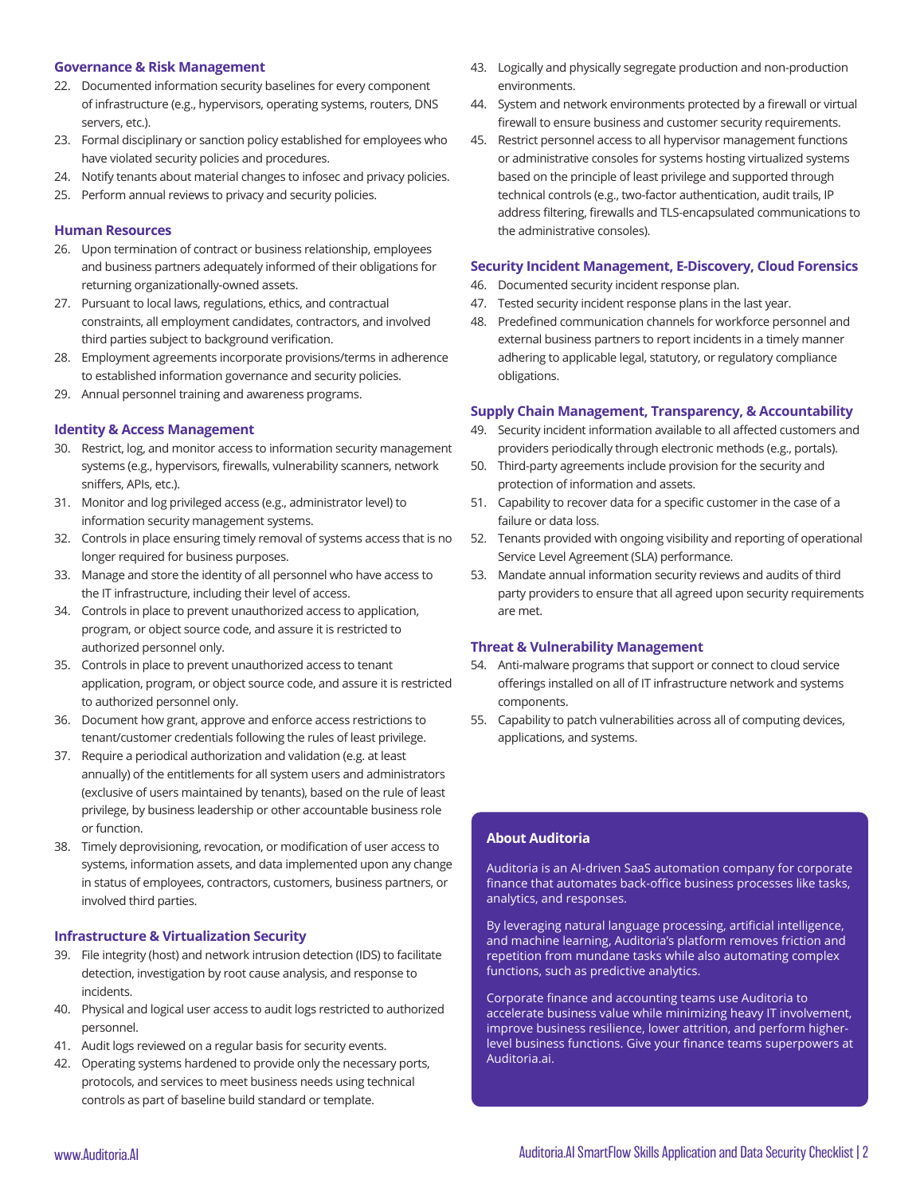## Governance & Risk Management

22. Documented information security baselines for every component of infrastructure (e.g., hypervisors, operating systems, routers, DNS servers, etc.).
23. Formal disciplinary or sanction policy established for employees who have violated security policies and procedures.
24. Notify tenants about material changes to infosec and privacy policies.
25. Perform annual reviews to privacy and security policies.

## Human Resources

26. Upon termination of contract or business relationship, employees and business partners adequately informed of their obligations for returning organizationally-owned assets.
27. Pursuant to local laws, regulations, ethics, and contractual constraints, all employment candidates, contractors, and involved third parties subject to background verification.
28. Employment agreements incorporate provisions/terms in adherence to established information governance and security policies.
29. Annual personnel training and awareness programs.

## Identity & Access Management

30. Restrict, log, and monitor access to information security management systems (e.g., hypervisors, firewalls, vulnerability scanners, network sniffers, APIs, etc.).
31. Monitor and log privileged access (e.g., administrator level) to information security management systems.
32. Controls in place ensuring timely removal of systems access that is no longer required for business purposes.
33. Manage and store the identity of all personnel who have access to the IT infrastructure, including their level of access.
34. Controls in place to prevent unauthorized access to application, program, or object source code, and assure it is restricted to authorized personnel only.
35. Controls in place to prevent unauthorized access to tenant application, program, or object source code, and assure it is restricted to authorized personnel only.
36. Document how grant, approve and enforce access restrictions to tenant/customer credentials following the rules of least privilege.
37. Require a periodical authorization and validation (e.g. at least annually) of the entitlements for all system users and administrators (exclusive of users maintained by tenants), based on the rule of least privilege, by business leadership or other accountable business role or function.
38. Timely deprovisioning, revocation, or modification of user access to systems, information assets, and data implemented upon any change in status of employees, contractors, customers, business partners, or involved third parties.

## Infrastructure & Virtualization Security

39. File integrity (host) and network intrusion detection (IDS) to facilitate detection, investigation by root cause analysis, and response to incidents.
40. Physical and logical user access to audit logs restricted to authorized personnel.
41. Audit logs reviewed on a regular basis for security events.
42. Operating systems hardened to provide only the necessary ports, protocols, and services to meet business needs using technical controls as part of baseline build standard or template.
43. Logically and physically segregate production and non-production environments.
44. System and network environments protected by a firewall or virtual firewall to ensure business and customer security requirements.
45. Restrict personnel access to all hypervisor management functions or administrative consoles for systems hosting virtualized systems based on the principle of least privilege and supported through technical controls (e.g., two-factor authentication, audit trails, IP address filtering, firewalls and TLS-encapsulated communications to the administrative consoles).

## Security Incident Management, E-Discovery, Cloud Forensics

46. Documented security incident response plan.
47. Tested security incident response plans in the last year.
48. Predefined communication channels for workforce personnel and external business partners to report incidents in a timely manner adhering to applicable legal, statutory, or regulatory compliance obligations.

## Supply Chain Management, Transparency, & Accountability

49. Security incident information available to all affected customers and providers periodically through electronic methods (e.g., portals).
50. Third-party agreements include provision for the security and protection of information and assets.
51. Capability to recover data for a specific customer in the case of a failure or data loss.
52. Tenants provided with ongoing visibility and reporting of operational Service Level Agreement (SLA) performance.
53. Mandate annual information security reviews and audits of third party providers to ensure that all agreed upon security requirements are met.

## Threat & Vulnerability Management

54. Anti-malware programs that support or connect to cloud service offerings installed on all of IT infrastructure network and systems components.
55. Capability to patch vulnerabilities across all of computing devices, applications, and systems.

### About Auditoria

Auditoria is an AI-driven SaaS automation company for corporate finance that automates back-office business processes like tasks, analytics, and responses.

By leveraging natural language processing, artificial intelligence, and machine learning, Auditoria's platform removes friction and repetition from mundane tasks while also automating complex functions, such as predictive analytics.

Corporate finance and accounting teams use Auditoria to accelerate business value while minimizing heavy IT involvement, improve business resilience, lower attrition, and perform higher-level business functions. Give your finance teams superpowers at Auditoria.ai.